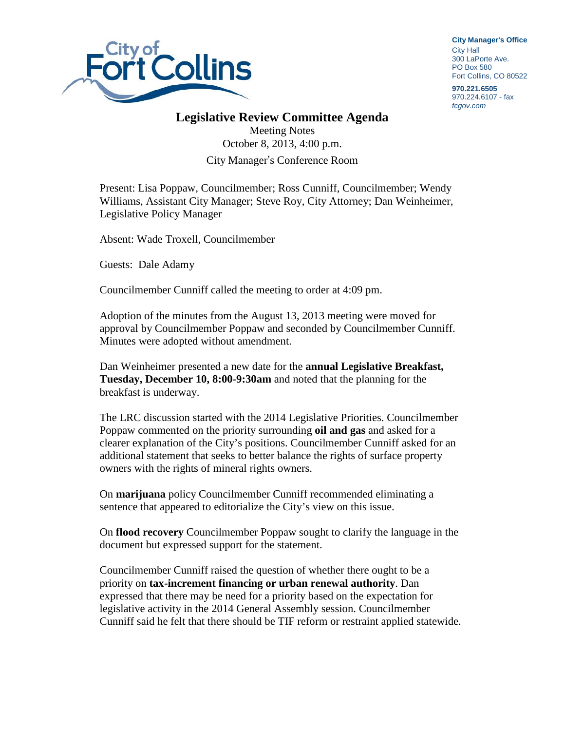City Manager's Office
City Hall
300 LaPorte Ave.
PO Box 580
Fort Collins, CO 80522

970.221.6505
970.224.6107 - fax
*fcgov.com*

# Legislative Review Committee Agenda

Meeting Notes
October 8, 2013, 4:00 p.m.
City Manager's Conference Room

Present: Lisa Poppaw, Councilmember; Ross Cunniff, Councilmember; Wendy Williams, Assistant City Manager; Steve Roy, City Attorney; Dan Weinheimer, Legislative Policy Manager

Absent: Wade Troxell, Councilmember

Guests: Dale Adamy

Councilmember Cunniff called the meeting to order at 4:09 pm.

Adoption of the minutes from the August 13, 2013 meeting were moved for approval by Councilmember Poppaw and seconded by Councilmember Cunniff. Minutes were adopted without amendment.

Dan Weinheimer presented a new date for the **annual Legislative Breakfast, Tuesday, December 10, 8:00-9:30am** and noted that the planning for the breakfast is underway.

The LRC discussion started with the 2014 Legislative Priorities. Councilmember Poppaw commented on the priority surrounding **oil and gas** and asked for a clearer explanation of the City's positions. Councilmember Cunniff asked for an additional statement that seeks to better balance the rights of surface property owners with the rights of mineral rights owners.

On **marijuana** policy Councilmember Cunniff recommended eliminating a sentence that appeared to editorialize the City's view on this issue.

On **flood recovery** Councilmember Poppaw sought to clarify the language in the document but expressed support for the statement.

Councilmember Cunniff raised the question of whether there ought to be a priority on **tax-increment financing or urban renewal authority**. Dan expressed that there may be need for a priority based on the expectation for legislative activity in the 2014 General Assembly session. Councilmember Cunniff said he felt that there should be TIF reform or restraint applied statewide.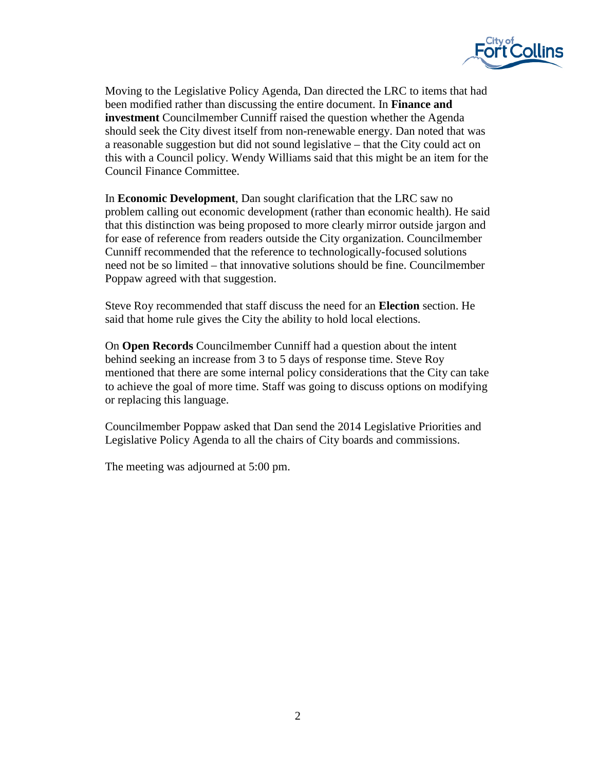Moving to the Legislative Policy Agenda, Dan directed the LRC to items that had been modified rather than discussing the entire document. In **Finance and investment** Councilmember Cunniff raised the question whether the Agenda should seek the City divest itself from non-renewable energy. Dan noted that was a reasonable suggestion but did not sound legislative – that the City could act on this with a Council policy. Wendy Williams said that this might be an item for the Council Finance Committee.

In **Economic Development**, Dan sought clarification that the LRC saw no problem calling out economic development (rather than economic health). He said that this distinction was being proposed to more clearly mirror outside jargon and for ease of reference from readers outside the City organization. Councilmember Cunniff recommended that the reference to technologically-focused solutions need not be so limited – that innovative solutions should be fine. Councilmember Poppaw agreed with that suggestion.

Steve Roy recommended that staff discuss the need for an **Election** section. He said that home rule gives the City the ability to hold local elections.

On **Open Records** Councilmember Cunniff had a question about the intent behind seeking an increase from 3 to 5 days of response time. Steve Roy mentioned that there are some internal policy considerations that the City can take to achieve the goal of more time. Staff was going to discuss options on modifying or replacing this language.

Councilmember Poppaw asked that Dan send the 2014 Legislative Priorities and Legislative Policy Agenda to all the chairs of City boards and commissions.

The meeting was adjourned at 5:00 pm.